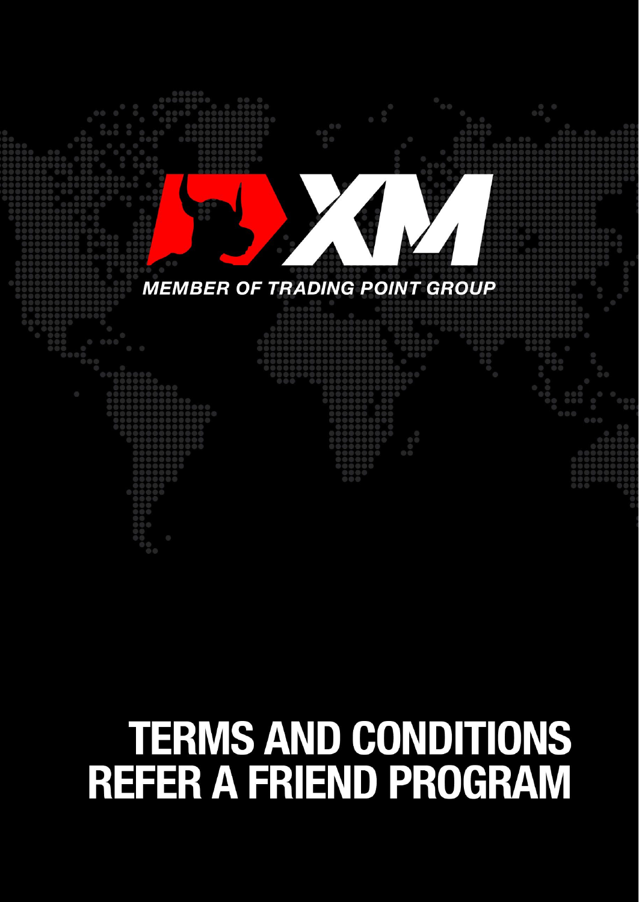MEMBER OF TRADING POINT GROUP

# TERMS AND CONDITIONS REFER A FRIEND PROGRAM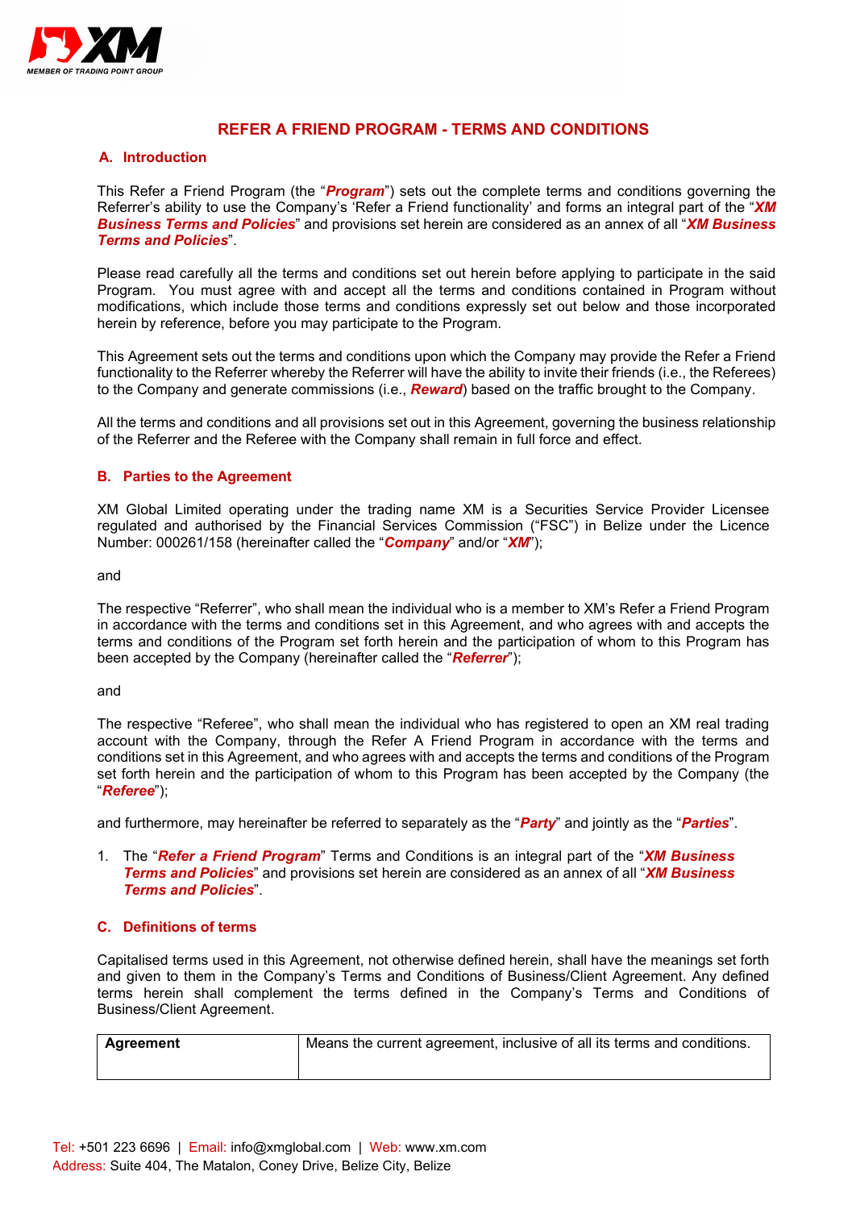## REFER A FRIEND PROGRAM - TERMS AND CONDITIONS

### A. Introduction

This Refer a Friend Program (the "***Program***") sets out the complete terms and conditions governing the Referrer's ability to use the Company's 'Refer a Friend functionality' and forms an integral part of the "***XM Business Terms and Policies***" and provisions set herein are considered as an annex of all "***XM Business Terms and Policies***".

Please read carefully all the terms and conditions set out herein before applying to participate in the said Program. You must agree with and accept all the terms and conditions contained in Program without modifications, which include those terms and conditions expressly set out below and those incorporated herein by reference, before you may participate to the Program.

This Agreement sets out the terms and conditions upon which the Company may provide the Refer a Friend functionality to the Referrer whereby the Referrer will have the ability to invite their friends (i.e., the Referees) to the Company and generate commissions (i.e., ***Reward***) based on the traffic brought to the Company.

All the terms and conditions and all provisions set out in this Agreement, governing the business relationship of the Referrer and the Referee with the Company shall remain in full force and effect.

### B. Parties to the Agreement

XM Global Limited operating under the trading name XM is a Securities Service Provider Licensee regulated and authorised by the Financial Services Commission ("FSC") in Belize under the Licence Number: 000261/158 (hereinafter called the "***Company***" and/or "***XM***");

and

The respective "Referrer", who shall mean the individual who is a member to XM's Refer a Friend Program in accordance with the terms and conditions set in this Agreement, and who agrees with and accepts the terms and conditions of the Program set forth herein and the participation of whom to this Program has been accepted by the Company (hereinafter called the "***Referrer***");

and

The respective "Referee", who shall mean the individual who has registered to open an XM real trading account with the Company, through the Refer A Friend Program in accordance with the terms and conditions set in this Agreement, and who agrees with and accepts the terms and conditions of the Program set forth herein and the participation of whom to this Program has been accepted by the Company (the "***Referee***");

and furthermore, may hereinafter be referred to separately as the "***Party***" and jointly as the "***Parties***".

1. The "***Refer a Friend Program***" Terms and Conditions is an integral part of the "***XM Business Terms and Policies***" and provisions set herein are considered as an annex of all "***XM Business Terms and Policies***".

### C. Definitions of terms

Capitalised terms used in this Agreement, not otherwise defined herein, shall have the meanings set forth and given to them in the Company's Terms and Conditions of Business/Client Agreement. Any defined terms herein shall complement the terms defined in the Company's Terms and Conditions of Business/Client Agreement.

| | |
|---|---|
| **Agreement** | Means the current agreement, inclusive of all its terms and conditions. |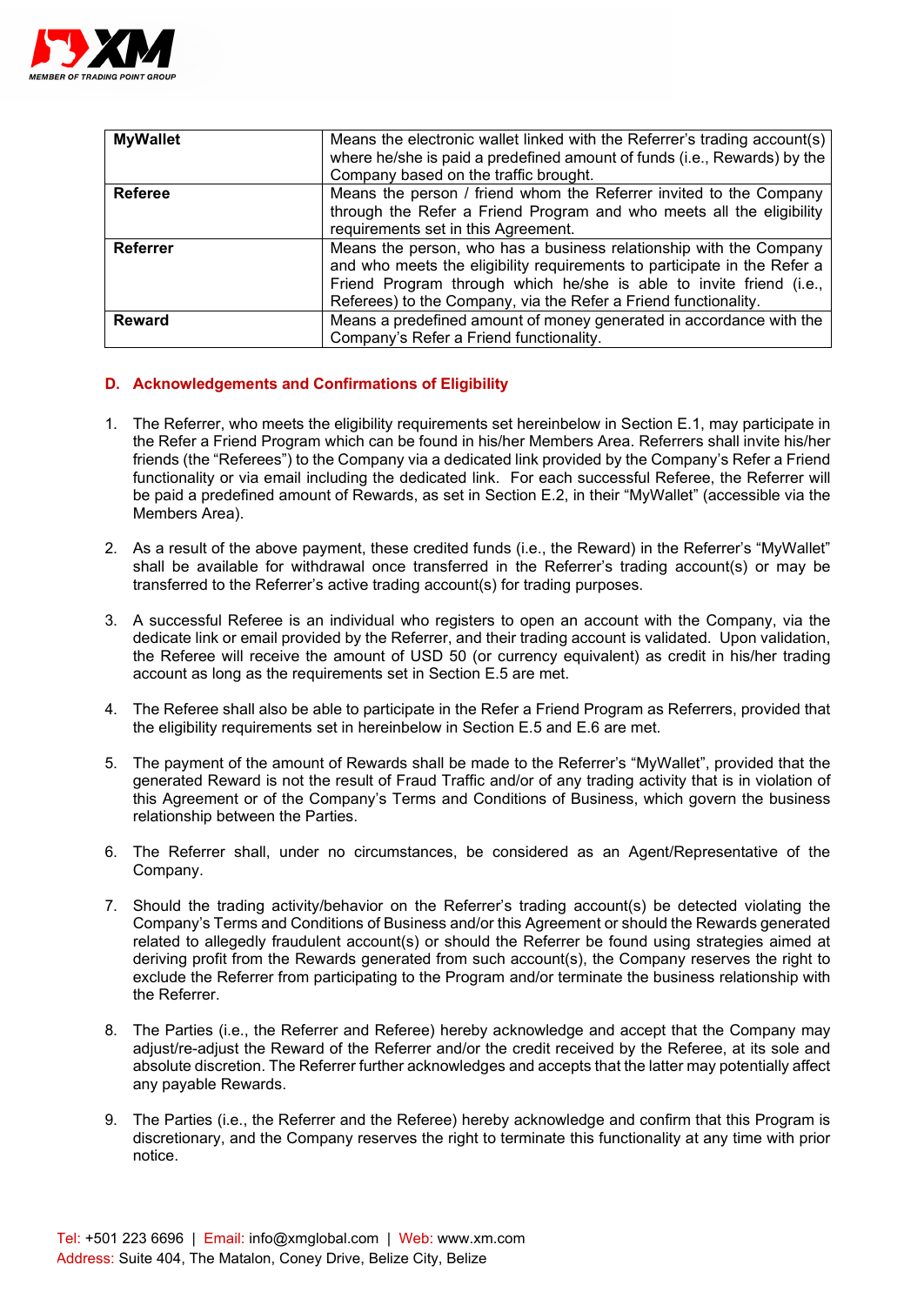| | |
|---|---|
| **MyWallet** | Means the electronic wallet linked with the Referrer's trading account(s) where he/she is paid a predefined amount of funds (i.e., Rewards) by the Company based on the traffic brought. |
| **Referee** | Means the person / friend whom the Referrer invited to the Company through the Refer a Friend Program and who meets all the eligibility requirements set in this Agreement. |
| **Referrer** | Means the person, who has a business relationship with the Company and who meets the eligibility requirements to participate in the Refer a Friend Program through which he/she is able to invite friend (i.e., Referees) to the Company, via the Refer a Friend functionality. |
| **Reward** | Means a predefined amount of money generated in accordance with the Company's Refer a Friend functionality. |

## D. Acknowledgements and Confirmations of Eligibility

1. The Referrer, who meets the eligibility requirements set hereinbelow in Section E.1, may participate in the Refer a Friend Program which can be found in his/her Members Area. Referrers shall invite his/her friends (the "Referees") to the Company via a dedicated link provided by the Company's Refer a Friend functionality or via email including the dedicated link. For each successful Referee, the Referrer will be paid a predefined amount of Rewards, as set in Section E.2, in their "MyWallet" (accessible via the Members Area).

2. As a result of the above payment, these credited funds (i.e., the Reward) in the Referrer's "MyWallet" shall be available for withdrawal once transferred in the Referrer's trading account(s) or may be transferred to the Referrer's active trading account(s) for trading purposes.

3. A successful Referee is an individual who registers to open an account with the Company, via the dedicate link or email provided by the Referrer, and their trading account is validated. Upon validation, the Referee will receive the amount of USD 50 (or currency equivalent) as credit in his/her trading account as long as the requirements set in Section E.5 are met.

4. The Referee shall also be able to participate in the Refer a Friend Program as Referrers, provided that the eligibility requirements set in hereinbelow in Section E.5 and E.6 are met.

5. The payment of the amount of Rewards shall be made to the Referrer's "MyWallet", provided that the generated Reward is not the result of Fraud Traffic and/or of any trading activity that is in violation of this Agreement or of the Company's Terms and Conditions of Business, which govern the business relationship between the Parties.

6. The Referrer shall, under no circumstances, be considered as an Agent/Representative of the Company.

7. Should the trading activity/behavior on the Referrer's trading account(s) be detected violating the Company's Terms and Conditions of Business and/or this Agreement or should the Rewards generated related to allegedly fraudulent account(s) or should the Referrer be found using strategies aimed at deriving profit from the Rewards generated from such account(s), the Company reserves the right to exclude the Referrer from participating to the Program and/or terminate the business relationship with the Referrer.

8. The Parties (i.e., the Referrer and Referee) hereby acknowledge and accept that the Company may adjust/re-adjust the Reward of the Referrer and/or the credit received by the Referee, at its sole and absolute discretion. The Referrer further acknowledges and accepts that the latter may potentially affect any payable Rewards.

9. The Parties (i.e., the Referrer and the Referee) hereby acknowledge and confirm that this Program is discretionary, and the Company reserves the right to terminate this functionality at any time with prior notice.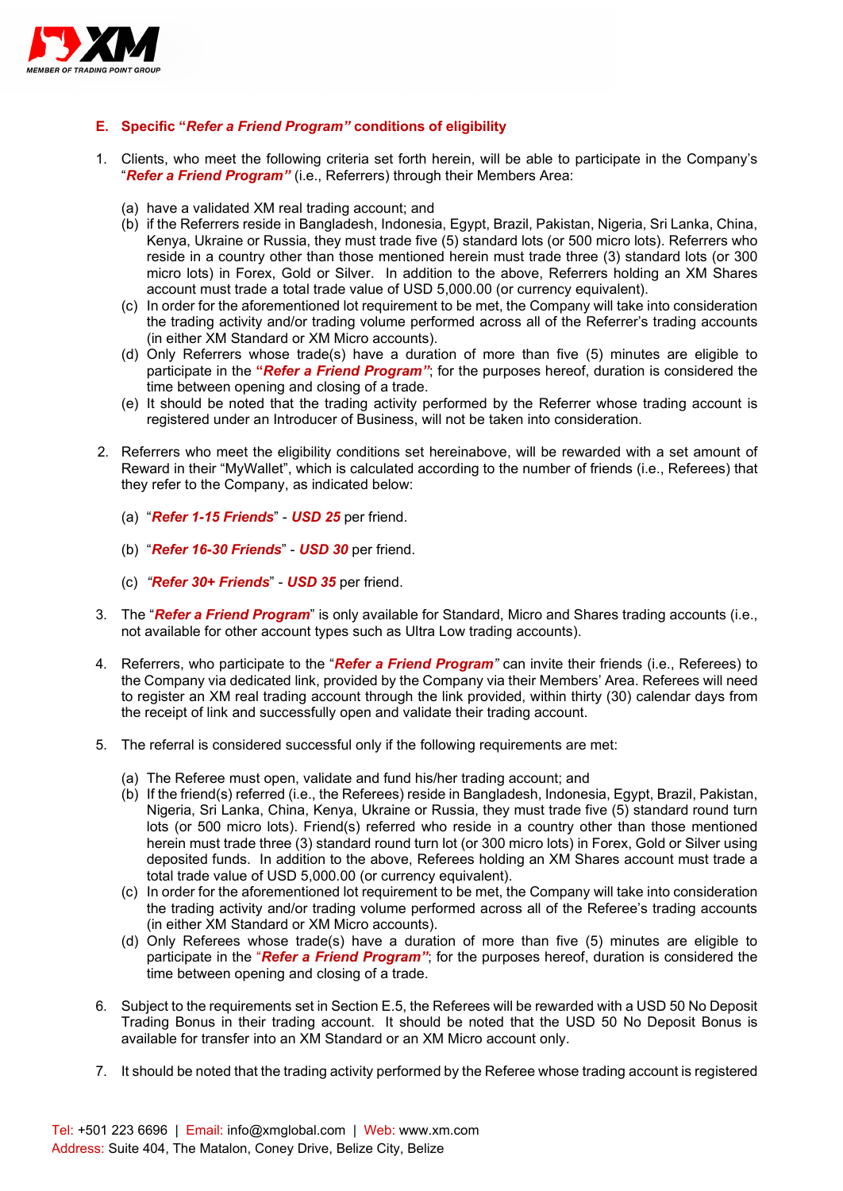## E. Specific "*Refer a Friend Program*" conditions of eligibility

1. Clients, who meet the following criteria set forth herein, will be able to participate in the Company's "***Refer a Friend Program***" (i.e., Referrers) through their Members Area:

   (a) have a validated XM real trading account; and
   (b) if the Referrers reside in Bangladesh, Indonesia, Egypt, Brazil, Pakistan, Nigeria, Sri Lanka, China, Kenya, Ukraine or Russia, they must trade five (5) standard lots (or 500 micro lots). Referrers who reside in a country other than those mentioned herein must trade three (3) standard lots (or 300 micro lots) in Forex, Gold or Silver. In addition to the above, Referrers holding an XM Shares account must trade a total trade value of USD 5,000.00 (or currency equivalent).
   (c) In order for the aforementioned lot requirement to be met, the Company will take into consideration the trading activity and/or trading volume performed across all of the Referrer's trading accounts (in either XM Standard or XM Micro accounts).
   (d) Only Referrers whose trade(s) have a duration of more than five (5) minutes are eligible to participate in the **"*Refer a Friend Program*"**; for the purposes hereof, duration is considered the time between opening and closing of a trade.
   (e) It should be noted that the trading activity performed by the Referrer whose trading account is registered under an Introducer of Business, will not be taken into consideration.

2. Referrers who meet the eligibility conditions set hereinabove, will be rewarded with a set amount of Reward in their "MyWallet", which is calculated according to the number of friends (i.e., Referees) that they refer to the Company, as indicated below:

   (a) "***Refer 1-15 Friends***" - ***USD 25*** per friend.

   (b) "***Refer 16-30 Friends***" - ***USD 30*** per friend.

   (c) "***Refer 30+ Friends***" - ***USD 35*** per friend.

3. The "***Refer a Friend Program***" is only available for Standard, Micro and Shares trading accounts (i.e., not available for other account types such as Ultra Low trading accounts).

4. Referrers, who participate to the "***Refer a Friend Program***" can invite their friends (i.e., Referees) to the Company via dedicated link, provided by the Company via their Members' Area. Referees will need to register an XM real trading account through the link provided, within thirty (30) calendar days from the receipt of link and successfully open and validate their trading account.

5. The referral is considered successful only if the following requirements are met:

   (a) The Referee must open, validate and fund his/her trading account; and
   (b) If the friend(s) referred (i.e., the Referees) reside in Bangladesh, Indonesia, Egypt, Brazil, Pakistan, Nigeria, Sri Lanka, China, Kenya, Ukraine or Russia, they must trade five (5) standard round turn lots (or 500 micro lots). Friend(s) referred who reside in a country other than those mentioned herein must trade three (3) standard round turn lot (or 300 micro lots) in Forex, Gold or Silver using deposited funds. In addition to the above, Referees holding an XM Shares account must trade a total trade value of USD 5,000.00 (or currency equivalent).
   (c) In order for the aforementioned lot requirement to be met, the Company will take into consideration the trading activity and/or trading volume performed across all of the Referee's trading accounts (in either XM Standard or XM Micro accounts).
   (d) Only Referees whose trade(s) have a duration of more than five (5) minutes are eligible to participate in the "***Refer a Friend Program***"; for the purposes hereof, duration is considered the time between opening and closing of a trade.

6. Subject to the requirements set in Section E.5, the Referees will be rewarded with a USD 50 No Deposit Trading Bonus in their trading account. It should be noted that the USD 50 No Deposit Bonus is available for transfer into an XM Standard or an XM Micro account only.

7. It should be noted that the trading activity performed by the Referee whose trading account is registered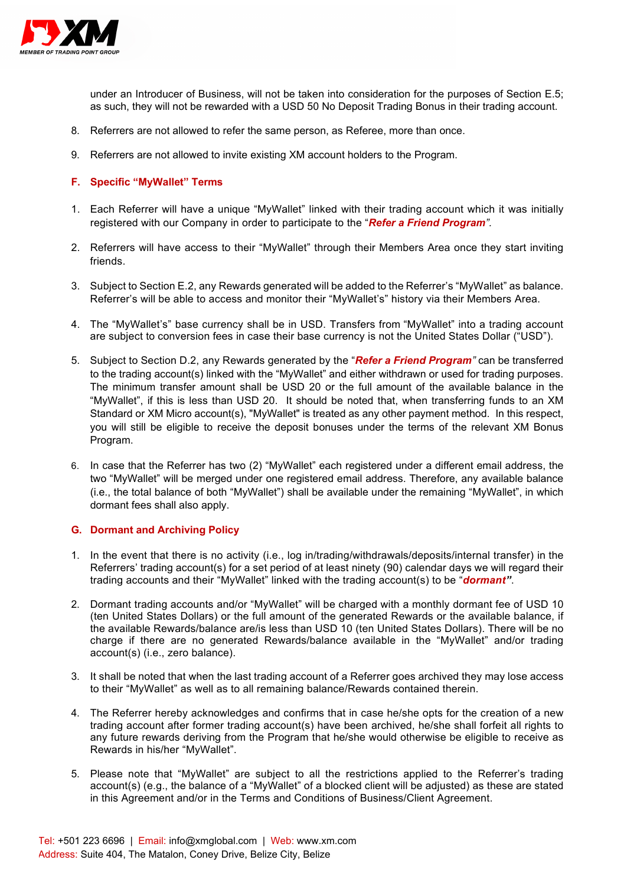under an Introducer of Business, will not be taken into consideration for the purposes of Section E.5; as such, they will not be rewarded with a USD 50 No Deposit Trading Bonus in their trading account.

8. Referrers are not allowed to refer the same person, as Referee, more than once.

9. Referrers are not allowed to invite existing XM account holders to the Program.

## F. Specific "MyWallet" Terms

1. Each Referrer will have a unique "MyWallet" linked with their trading account which it was initially registered with our Company in order to participate to the "***Refer a Friend Program***".

2. Referrers will have access to their "MyWallet" through their Members Area once they start inviting friends.

3. Subject to Section E.2, any Rewards generated will be added to the Referrer's "MyWallet" as balance. Referrer's will be able to access and monitor their "MyWallet's" history via their Members Area.

4. The "MyWallet's" base currency shall be in USD. Transfers from "MyWallet" into a trading account are subject to conversion fees in case their base currency is not the United States Dollar ("USD").

5. Subject to Section D.2, any Rewards generated by the "***Refer a Friend Program***" can be transferred to the trading account(s) linked with the "MyWallet" and either withdrawn or used for trading purposes. The minimum transfer amount shall be USD 20 or the full amount of the available balance in the "MyWallet", if this is less than USD 20. It should be noted that, when transferring funds to an XM Standard or XM Micro account(s), "MyWallet" is treated as any other payment method. In this respect, you will still be eligible to receive the deposit bonuses under the terms of the relevant XM Bonus Program.

6. In case that the Referrer has two (2) "MyWallet" each registered under a different email address, the two "MyWallet" will be merged under one registered email address. Therefore, any available balance (i.e., the total balance of both "MyWallet") shall be available under the remaining "MyWallet", in which dormant fees shall also apply.

## G. Dormant and Archiving Policy

1. In the event that there is no activity (i.e., log in/trading/withdrawals/deposits/internal transfer) in the Referrers' trading account(s) for a set period of at least ninety (90) calendar days we will regard their trading accounts and their "MyWallet" linked with the trading account(s) to be "***dormant***".

2. Dormant trading accounts and/or "MyWallet" will be charged with a monthly dormant fee of USD 10 (ten United States Dollars) or the full amount of the generated Rewards or the available balance, if the available Rewards/balance are/is less than USD 10 (ten United States Dollars). There will be no charge if there are no generated Rewards/balance available in the "MyWallet" and/or trading account(s) (i.e., zero balance).

3. It shall be noted that when the last trading account of a Referrer goes archived they may lose access to their "MyWallet" as well as to all remaining balance/Rewards contained therein.

4. The Referrer hereby acknowledges and confirms that in case he/she opts for the creation of a new trading account after former trading account(s) have been archived, he/she shall forfeit all rights to any future rewards deriving from the Program that he/she would otherwise be eligible to receive as Rewards in his/her "MyWallet".

5. Please note that "MyWallet" are subject to all the restrictions applied to the Referrer's trading account(s) (e.g., the balance of a "MyWallet" of a blocked client will be adjusted) as these are stated in this Agreement and/or in the Terms and Conditions of Business/Client Agreement.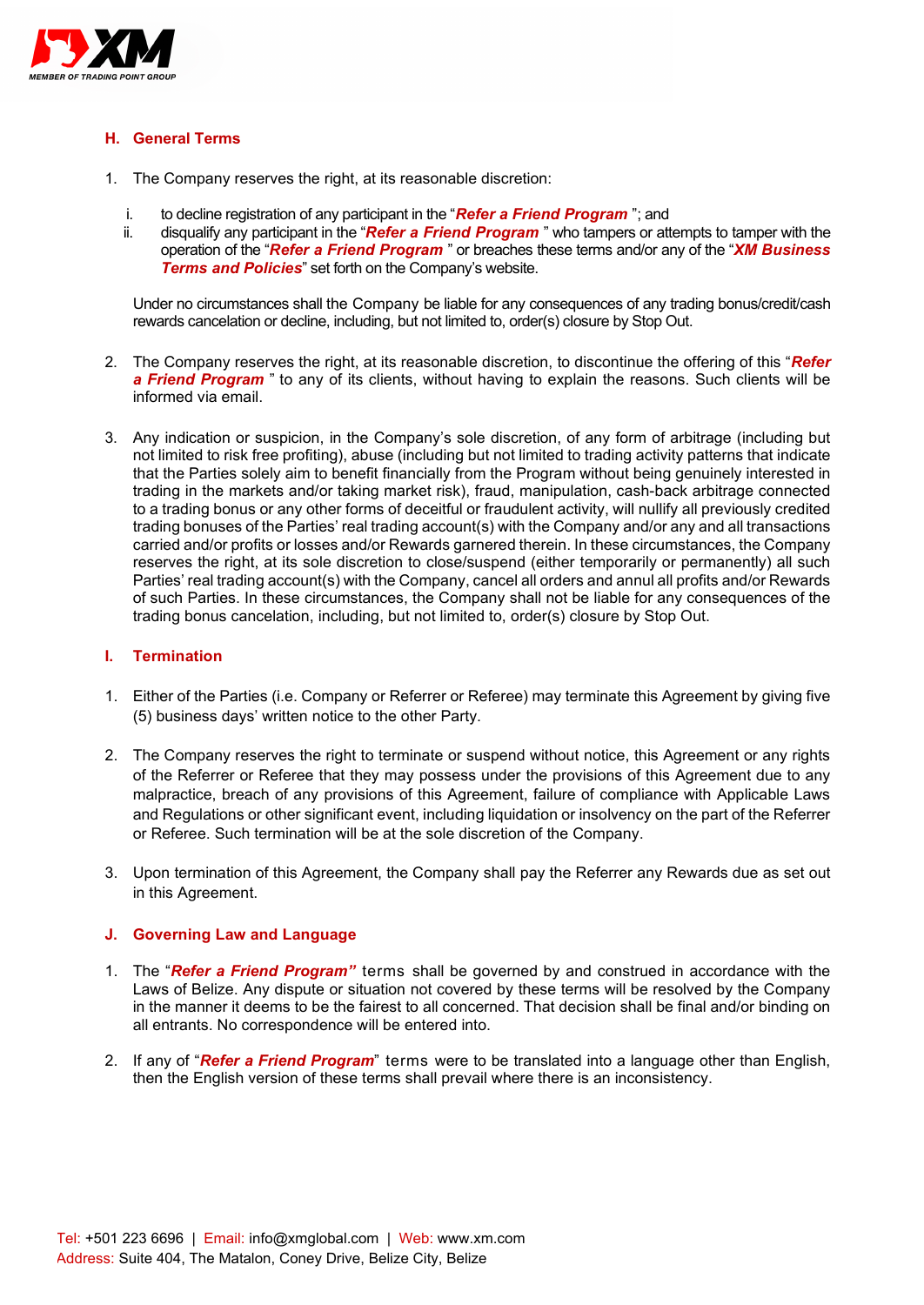## H. General Terms

1. The Company reserves the right, at its reasonable discretion:

   i. to decline registration of any participant in the "***Refer a Friend Program*** "; and
   
   ii. disqualify any participant in the "***Refer a Friend Program*** " who tampers or attempts to tamper with the operation of the "***Refer a Friend Program*** " or breaches these terms and/or any of the "***XM Business Terms and Policies***" set forth on the Company's website.

   Under no circumstances shall the Company be liable for any consequences of any trading bonus/credit/cash rewards cancelation or decline, including, but not limited to, order(s) closure by Stop Out.

2. The Company reserves the right, at its reasonable discretion, to discontinue the offering of this "***Refer a Friend Program*** " to any of its clients, without having to explain the reasons. Such clients will be informed via email.

3. Any indication or suspicion, in the Company's sole discretion, of any form of arbitrage (including but not limited to risk free profiting), abuse (including but not limited to trading activity patterns that indicate that the Parties solely aim to benefit financially from the Program without being genuinely interested in trading in the markets and/or taking market risk), fraud, manipulation, cash-back arbitrage connected to a trading bonus or any other forms of deceitful or fraudulent activity, will nullify all previously credited trading bonuses of the Parties' real trading account(s) with the Company and/or any and all transactions carried and/or profits or losses and/or Rewards garnered therein. In these circumstances, the Company reserves the right, at its sole discretion to close/suspend (either temporarily or permanently) all such Parties' real trading account(s) with the Company, cancel all orders and annul all profits and/or Rewards of such Parties. In these circumstances, the Company shall not be liable for any consequences of the trading bonus cancelation, including, but not limited to, order(s) closure by Stop Out.

## I. Termination

1. Either of the Parties (i.e. Company or Referrer or Referee) may terminate this Agreement by giving five (5) business days' written notice to the other Party.

2. The Company reserves the right to terminate or suspend without notice, this Agreement or any rights of the Referrer or Referee that they may possess under the provisions of this Agreement due to any malpractice, breach of any provisions of this Agreement, failure of compliance with Applicable Laws and Regulations or other significant event, including liquidation or insolvency on the part of the Referrer or Referee. Such termination will be at the sole discretion of the Company.

3. Upon termination of this Agreement, the Company shall pay the Referrer any Rewards due as set out in this Agreement.

## J. Governing Law and Language

1. The "***Refer a Friend Program"*** terms shall be governed by and construed in accordance with the Laws of Belize. Any dispute or situation not covered by these terms will be resolved by the Company in the manner it deems to be the fairest to all concerned. That decision shall be final and/or binding on all entrants. No correspondence will be entered into.

2. If any of "***Refer a Friend Program***" terms were to be translated into a language other than English, then the English version of these terms shall prevail where there is an inconsistency.